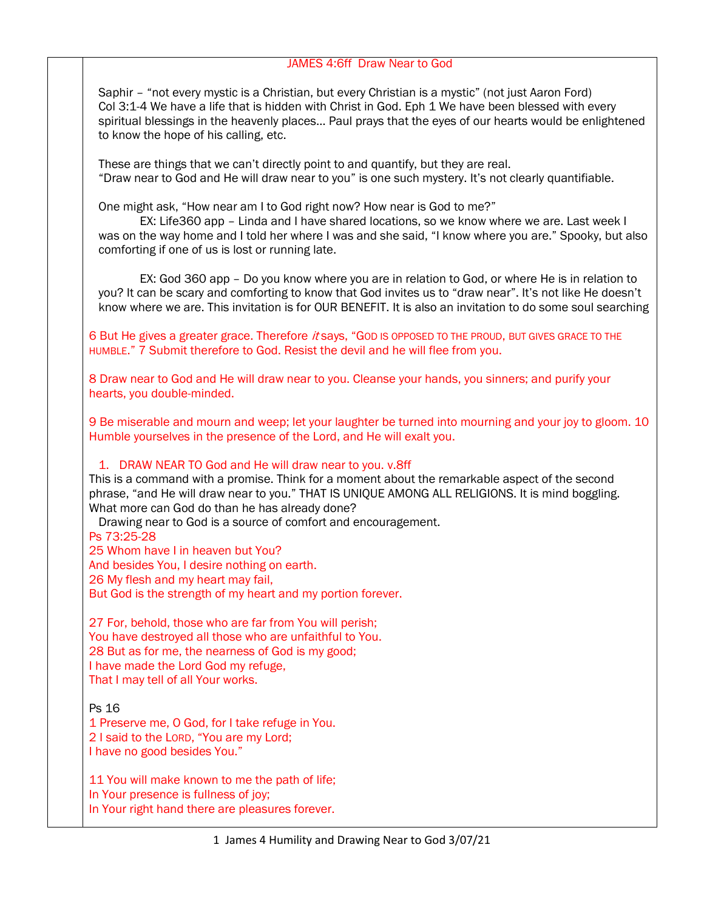## JAMES 4:6ff Draw Near to God

Saphir – "not every mystic is a Christian, but every Christian is a mystic" (not just Aaron Ford) Col 3:1-4 We have a life that is hidden with Christ in God. Eph 1 We have been blessed with every spiritual blessings in the heavenly places… Paul prays that the eyes of our hearts would be enlightened to know the hope of his calling, etc.

These are things that we can't directly point to and quantify, but they are real. "Draw near to God and He will draw near to you" is one such mystery. It's not clearly quantifiable.

One might ask, "How near am I to God right now? How near is God to me?"

EX: Life360 app – Linda and I have shared locations, so we know where we are. Last week I was on the way home and I told her where I was and she said, "I know where you are." Spooky, but also comforting if one of us is lost or running late.

EX: God 360 app – Do you know where you are in relation to God, or where He is in relation to you? It can be scary and comforting to know that God invites us to "draw near". It's not like He doesn't know where we are. This invitation is for OUR BENEFIT. It is also an invitation to do some soul searching

6 But He gives a greater grace. Therefore *it* says, "GOD IS OPPOSED TO THE PROUD, BUT GIVES GRACE TO THE HUMBLE." 7 Submit therefore to God. Resist the devil and he will flee from you.

8 Draw near to God and He will draw near to you. Cleanse your hands, you sinners; and purify your hearts, you double-minded.

9 Be miserable and mourn and weep; let your laughter be turned into mourning and your joy to gloom. 10 Humble yourselves in the presence of the Lord, and He will exalt you.

1. DRAW NEAR TO God and He will draw near to you. v.8ff

This is a command with a promise. Think for a moment about the remarkable aspect of the second phrase, "and He will draw near to you." THAT IS UNIQUE AMONG ALL RELIGIONS. It is mind boggling. What more can God do than he has already done?

Drawing near to God is a source of comfort and encouragement.

Ps 73:25-28

25 Whom have I in heaven but You?
And besides You, I desire nothing on earth.
26 My flesh and my heart may fail,
But God is the strength of my heart and my portion forever.

27 For, behold, those who are far from You will perish;
You have destroyed all those who are unfaithful to You.
28 But as for me, the nearness of God is my good;
I have made the Lord God my refuge,
That I may tell of all Your works.

Ps 16

1 Preserve me, O God, for I take refuge in You.
2 I said to the LORD, "You are my Lord;
I have no good besides You."

11 You will make known to me the path of life;
In Your presence is fullness of joy;
In Your right hand there are pleasures forever.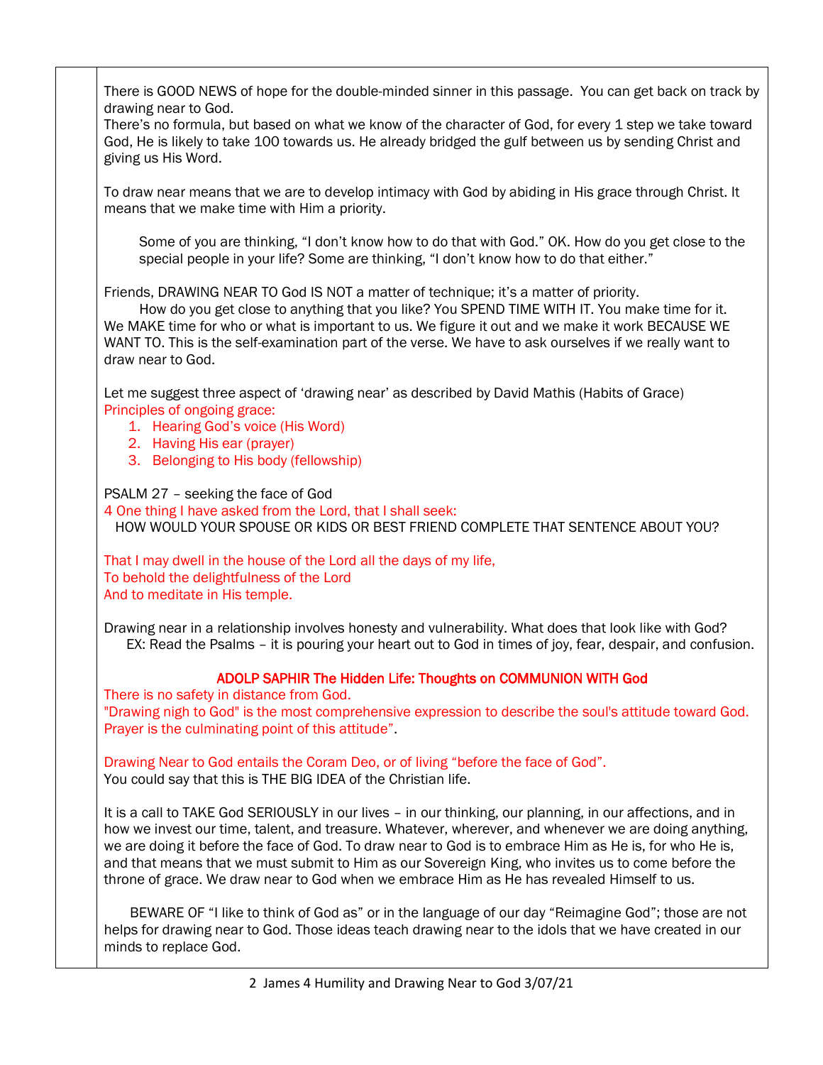There is GOOD NEWS of hope for the double-minded sinner in this passage. You can get back on track by drawing near to God.
There's no formula, but based on what we know of the character of God, for every 1 step we take toward God, He is likely to take 100 towards us. He already bridged the gulf between us by sending Christ and giving us His Word.

To draw near means that we are to develop intimacy with God by abiding in His grace through Christ. It means that we make time with Him a priority.

Some of you are thinking, "I don't know how to do that with God." OK. How do you get close to the special people in your life? Some are thinking, "I don't know how to do that either."

Friends, DRAWING NEAR TO God IS NOT a matter of technique; it's a matter of priority.
How do you get close to anything that you like? You SPEND TIME WITH IT. You make time for it. We MAKE time for who or what is important to us. We figure it out and we make it work BECAUSE WE WANT TO. This is the self-examination part of the verse. We have to ask ourselves if we really want to draw near to God.

Let me suggest three aspect of 'drawing near' as described by David Mathis (Habits of Grace)
Principles of ongoing grace:

1. Hearing God's voice (His Word)
2. Having His ear (prayer)
3. Belonging to His body (fellowship)

PSALM 27 – seeking the face of God
4 One thing I have asked from the Lord, that I shall seek:
HOW WOULD YOUR SPOUSE OR KIDS OR BEST FRIEND COMPLETE THAT SENTENCE ABOUT YOU?

That I may dwell in the house of the Lord all the days of my life,
To behold the delightfulness of the Lord
And to meditate in His temple.

Drawing near in a relationship involves honesty and vulnerability. What does that look like with God?
EX: Read the Psalms – it is pouring your heart out to God in times of joy, fear, despair, and confusion.

**ADOLP SAPHIR The Hidden Life: Thoughts on COMMUNION WITH God**

There is no safety in distance from God.
"Drawing nigh to God" is the most comprehensive expression to describe the soul's attitude toward God. Prayer is the culminating point of this attitude".

Drawing Near to God entails the Coram Deo, or of living "before the face of God".
You could say that this is THE BIG IDEA of the Christian life.

It is a call to TAKE God SERIOUSLY in our lives – in our thinking, our planning, in our affections, and in how we invest our time, talent, and treasure. Whatever, wherever, and whenever we are doing anything, we are doing it before the face of God. To draw near to God is to embrace Him as He is, for who He is, and that means that we must submit to Him as our Sovereign King, who invites us to come before the throne of grace. We draw near to God when we embrace Him as He has revealed Himself to us.

BEWARE OF "I like to think of God as" or in the language of our day "Reimagine God"; those are not helps for drawing near to God. Those ideas teach drawing near to the idols that we have created in our minds to replace God.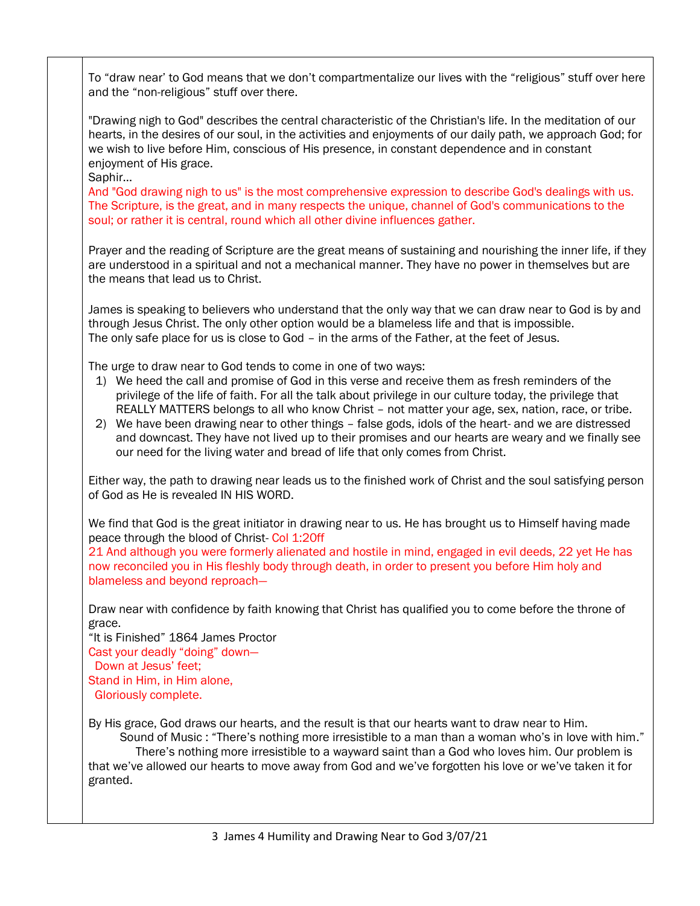To “draw near’ to God means that we don’t compartmentalize our lives with the “religious” stuff over here and the “non-religious” stuff over there.

"Drawing nigh to God" describes the central characteristic of the Christian's life. In the meditation of our hearts, in the desires of our soul, in the activities and enjoyments of our daily path, we approach God; for we wish to live before Him, conscious of His presence, in constant dependence and in constant enjoyment of His grace.
Saphir…
And "God drawing nigh to us" is the most comprehensive expression to describe God's dealings with us. The Scripture, is the great, and in many respects the unique, channel of God's communications to the soul; or rather it is central, round which all other divine influences gather.

Prayer and the reading of Scripture are the great means of sustaining and nourishing the inner life, if they are understood in a spiritual and not a mechanical manner. They have no power in themselves but are the means that lead us to Christ.

James is speaking to believers who understand that the only way that we can draw near to God is by and through Jesus Christ. The only other option would be a blameless life and that is impossible.
The only safe place for us is close to God – in the arms of the Father, at the feet of Jesus.

The urge to draw near to God tends to come in one of two ways:

1) We heed the call and promise of God in this verse and receive them as fresh reminders of the privilege of the life of faith. For all the talk about privilege in our culture today, the privilege that REALLY MATTERS belongs to all who know Christ – not matter your age, sex, nation, race, or tribe.
2) We have been drawing near to other things – false gods, idols of the heart- and we are distressed and downcast. They have not lived up to their promises and our hearts are weary and we finally see our need for the living water and bread of life that only comes from Christ.

Either way, the path to drawing near leads us to the finished work of Christ and the soul satisfying person of God as He is revealed IN HIS WORD.

We find that God is the great initiator in drawing near to us. He has brought us to Himself having made peace through the blood of Christ- Col 1:20ff
21 And although you were formerly alienated and hostile in mind, engaged in evil deeds, 22 yet He has now reconciled you in His fleshly body through death, in order to present you before Him holy and blameless and beyond reproach—

Draw near with confidence by faith knowing that Christ has qualified you to come before the throne of grace.
“It is Finished” 1864 James Proctor
Cast your deadly “doing” down—
  Down at Jesus’ feet;
Stand in Him, in Him alone,
  Gloriously complete.

By His grace, God draws our hearts, and the result is that our hearts want to draw near to Him.
Sound of Music : “There’s nothing more irresistible to a man than a woman who’s in love with him.”
There’s nothing more irresistible to a wayward saint than a God who loves him. Our problem is that we’ve allowed our hearts to move away from God and we’ve forgotten his love or we’ve taken it for granted.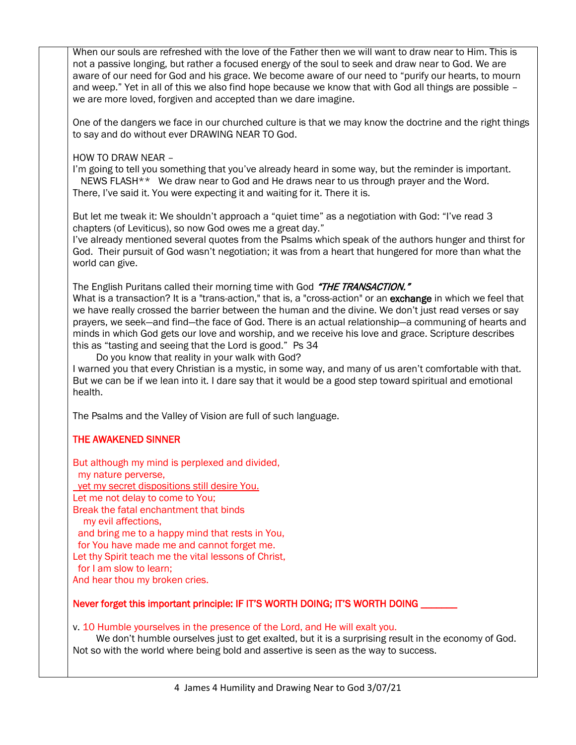When our souls are refreshed with the love of the Father then we will want to draw near to Him. This is not a passive longing, but rather a focused energy of the soul to seek and draw near to God. We are aware of our need for God and his grace. We become aware of our need to "purify our hearts, to mourn and weep." Yet in all of this we also find hope because we know that with God all things are possible – we are more loved, forgiven and accepted than we dare imagine.

One of the dangers we face in our churched culture is that we may know the doctrine and the right things to say and do without ever DRAWING NEAR TO God.

HOW TO DRAW NEAR –
I'm going to tell you something that you've already heard in some way, but the reminder is important.
NEWS FLASH** We draw near to God and He draws near to us through prayer and the Word.
There, I've said it. You were expecting it and waiting for it. There it is.

But let me tweak it: We shouldn't approach a "quiet time" as a negotiation with God: "I've read 3 chapters (of Leviticus), so now God owes me a great day."
I've already mentioned several quotes from the Psalms which speak of the authors hunger and thirst for God. Their pursuit of God wasn't negotiation; it was from a heart that hungered for more than what the world can give.

The English Puritans called their morning time with God ***"THE TRANSACTION."***
What is a transaction? It is a "trans-action," that is, a "cross-action" or an **exchange** in which we feel that we have really crossed the barrier between the human and the divine. We don't just read verses or say prayers, we seek—and find—the face of God. There is an actual relationship—a communing of hearts and minds in which God gets our love and worship, and we receive his love and grace. Scripture describes this as "tasting and seeing that the Lord is good." Ps 34
Do you know that reality in your walk with God?
I warned you that every Christian is a mystic, in some way, and many of us aren't comfortable with that. But we can be if we lean into it. I dare say that it would be a good step toward spiritual and emotional health.

The Psalms and the Valley of Vision are full of such language.

THE AWAKENED SINNER

But although my mind is perplexed and divided,
my nature perverse,
yet my secret dispositions still desire You.
Let me not delay to come to You;
Break the fatal enchantment that binds
my evil affections,
and bring me to a happy mind that rests in You,
for You have made me and cannot forget me.
Let thy Spirit teach me the vital lessons of Christ,
for I am slow to learn;
And hear thou my broken cries.

Never forget this important principle: IF IT'S WORTH DOING; IT'S WORTH DOING _______

v. 10 Humble yourselves in the presence of the Lord, and He will exalt you.
We don't humble ourselves just to get exalted, but it is a surprising result in the economy of God. Not so with the world where being bold and assertive is seen as the way to success.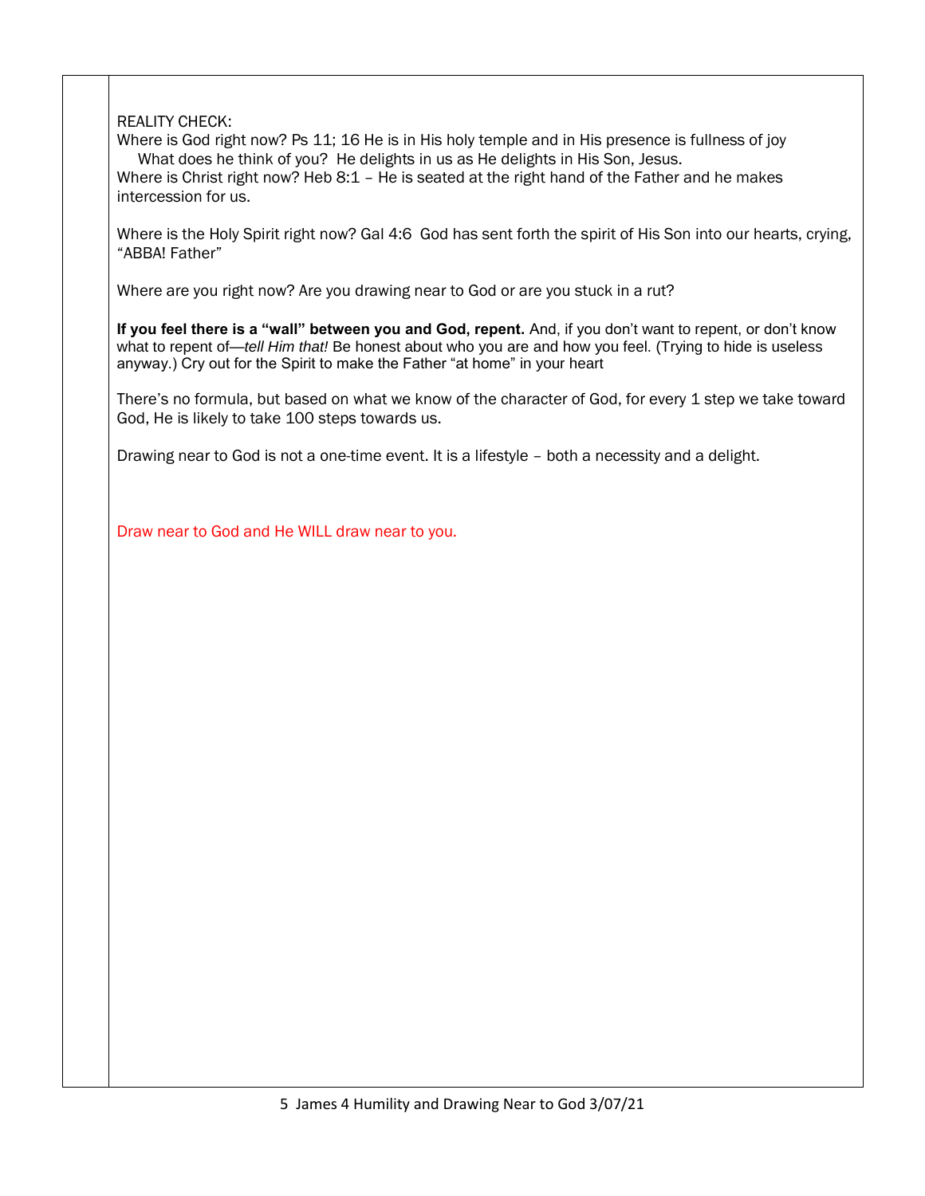REALITY CHECK:

Where is God right now? Ps 11; 16 He is in His holy temple and in His presence is fullness of joy

What does he think of you? He delights in us as He delights in His Son, Jesus.

Where is Christ right now? Heb 8:1 – He is seated at the right hand of the Father and he makes intercession for us.

Where is the Holy Spirit right now? Gal 4:6 God has sent forth the spirit of His Son into our hearts, crying, "ABBA! Father"

Where are you right now? Are you drawing near to God or are you stuck in a rut?

**If you feel there is a "wall" between you and God, repent.** And, if you don't want to repent, or don't know what to repent of—*tell Him that!* Be honest about who you are and how you feel. (Trying to hide is useless anyway.) Cry out for the Spirit to make the Father "at home" in your heart

There's no formula, but based on what we know of the character of God, for every 1 step we take toward God, He is likely to take 100 steps towards us.

Drawing near to God is not a one-time event. It is a lifestyle – both a necessity and a delight.

Draw near to God and He WILL draw near to you.